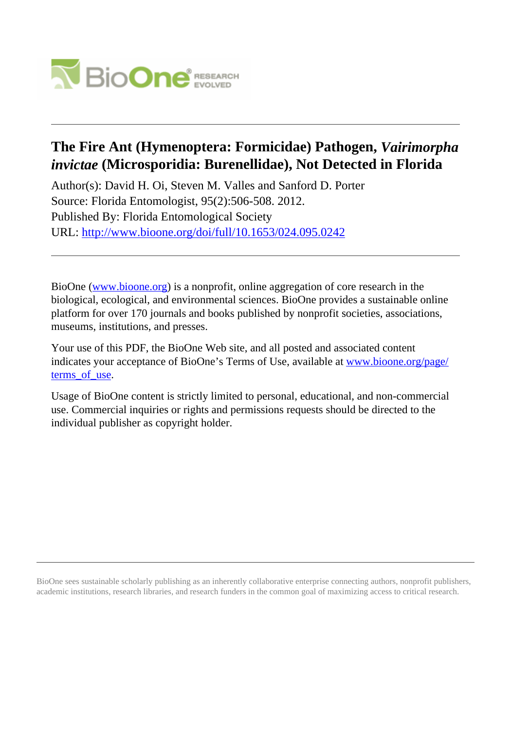# The Fire Ant (Hymenoptera: Formicidae) Pathogen, *Vairimorpha invictae* (Microsporidia: Burenellidae), Not Detected in Florida

Author(s): David H. Oi, Steven M. Valles and Sanford D. Porter
Source: Florida Entomologist, 95(2):506-508. 2012.
Published By: Florida Entomological Society
URL: http://www.bioone.org/doi/full/10.1653/024.095.0242

BioOne (www.bioone.org) is a nonprofit, online aggregation of core research in the biological, ecological, and environmental sciences. BioOne provides a sustainable online platform for over 170 journals and books published by nonprofit societies, associations, museums, institutions, and presses.

Your use of this PDF, the BioOne Web site, and all posted and associated content indicates your acceptance of BioOne's Terms of Use, available at www.bioone.org/page/terms_of_use.

Usage of BioOne content is strictly limited to personal, educational, and non-commercial use. Commercial inquiries or rights and permissions requests should be directed to the individual publisher as copyright holder.

BioOne sees sustainable scholarly publishing as an inherently collaborative enterprise connecting authors, nonprofit publishers, academic institutions, research libraries, and research funders in the common goal of maximizing access to critical research.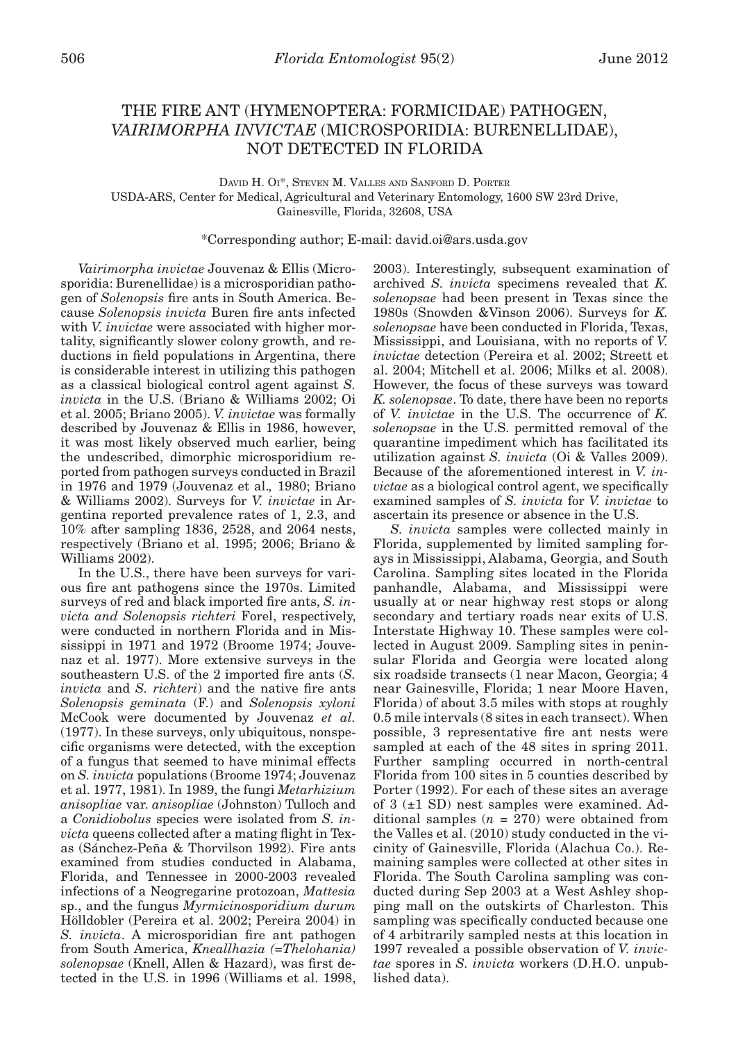# THE FIRE ANT (HYMENOPTERA: FORMICIDAE) PATHOGEN, *VAIRIMORPHA INVICTAE* (MICROSPORIDIA: BURENELLIDAE), NOT DETECTED IN FLORIDA

David H. Oi*, Steven M. Valles and Sanford D. Porter
USDA-ARS, Center for Medical, Agricultural and Veterinary Entomology, 1600 SW 23rd Drive, Gainesville, Florida, 32608, USA

*Corresponding author; E-mail: david.oi@ars.usda.gov

*Vairimorpha invictae* Jouvenaz & Ellis (Microsporidia: Burenellidae) is a microsporidian pathogen of *Solenopsis* fire ants in South America. Because *Solenopsis invicta* Buren fire ants infected with *V. invictae* were associated with higher mortality, significantly slower colony growth, and reductions in field populations in Argentina, there is considerable interest in utilizing this pathogen as a classical biological control agent against *S. invicta* in the U.S. (Briano & Williams 2002; Oi et al. 2005; Briano 2005). *V. invictae* was formally described by Jouvenaz & Ellis in 1986, however, it was most likely observed much earlier, being the undescribed, dimorphic microsporidium reported from pathogen surveys conducted in Brazil in 1976 and 1979 (Jouvenaz et al., 1980; Briano & Williams 2002). Surveys for *V. invictae* in Argentina reported prevalence rates of 1, 2.3, and 10% after sampling 1836, 2528, and 2064 nests, respectively (Briano et al. 1995; 2006; Briano & Williams 2002).

In the U.S., there have been surveys for various fire ant pathogens since the 1970s. Limited surveys of red and black imported fire ants, *S. invicta and Solenopsis richteri* Forel, respectively, were conducted in northern Florida and in Mississippi in 1971 and 1972 (Broome 1974; Jouvenaz et al. 1977). More extensive surveys in the southeastern U.S. of the 2 imported fire ants (*S. invicta* and *S. richteri*) and the native fire ants *Solenopsis geminata* (F.) and *Solenopsis xyloni* McCook were documented by Jouvenaz *et al.* (1977). In these surveys, only ubiquitous, nonspecific organisms were detected, with the exception of a fungus that seemed to have minimal effects on *S. invicta* populations (Broome 1974; Jouvenaz et al. 1977, 1981). In 1989, the fungi *Metarhizium anisopliae* var. *anisopliae* (Johnston) Tulloch and a *Conidiobolus* species were isolated from *S. invicta* queens collected after a mating flight in Texas (Sánchez-Peña & Thorvilson 1992). Fire ants examined from studies conducted in Alabama, Florida, and Tennessee in 2000-2003 revealed infections of a Neogregarine protozoan, *Mattesia* sp., and the fungus *Myrmicinosporidium durum* Hölldobler (Pereira et al. 2002; Pereira 2004) in *S. invicta*. A microsporidian fire ant pathogen from South America, *Kneallhazia (=Thelohania) solenopsae* (Knell, Allen & Hazard), was first detected in the U.S. in 1996 (Williams et al. 1998, 2003). Interestingly, subsequent examination of archived *S. invicta* specimens revealed that *K. solenopsae* had been present in Texas since the 1980s (Snowden &Vinson 2006). Surveys for *K. solenopsae* have been conducted in Florida, Texas, Mississippi, and Louisiana, with no reports of *V. invictae* detection (Pereira et al. 2002; Streett et al. 2004; Mitchell et al. 2006; Milks et al. 2008). However, the focus of these surveys was toward *K. solenopsae*. To date, there have been no reports of *V. invictae* in the U.S. The occurrence of *K. solenopsae* in the U.S. permitted removal of the quarantine impediment which has facilitated its utilization against *S. invicta* (Oi & Valles 2009). Because of the aforementioned interest in *V. invictae* as a biological control agent, we specifically examined samples of *S. invicta* for *V. invictae* to ascertain its presence or absence in the U.S.

*S. invicta* samples were collected mainly in Florida, supplemented by limited sampling forays in Mississippi, Alabama, Georgia, and South Carolina. Sampling sites located in the Florida panhandle, Alabama, and Mississippi were usually at or near highway rest stops or along secondary and tertiary roads near exits of U.S. Interstate Highway 10. These samples were collected in August 2009. Sampling sites in peninsular Florida and Georgia were located along six roadside transects (1 near Macon, Georgia; 4 near Gainesville, Florida; 1 near Moore Haven, Florida) of about 3.5 miles with stops at roughly 0.5 mile intervals (8 sites in each transect). When possible, 3 representative fire ant nests were sampled at each of the 48 sites in spring 2011. Further sampling occurred in north-central Florida from 100 sites in 5 counties described by Porter (1992). For each of these sites an average of 3 (±1 SD) nest samples were examined. Additional samples ($n$ = 270) were obtained from the Valles et al. (2010) study conducted in the vicinity of Gainesville, Florida (Alachua Co.). Remaining samples were collected at other sites in Florida. The South Carolina sampling was conducted during Sep 2003 at a West Ashley shopping mall on the outskirts of Charleston. This sampling was specifically conducted because one of 4 arbitrarily sampled nests at this location in 1997 revealed a possible observation of *V. invictae* spores in *S. invicta* workers (D.H.O. unpublished data).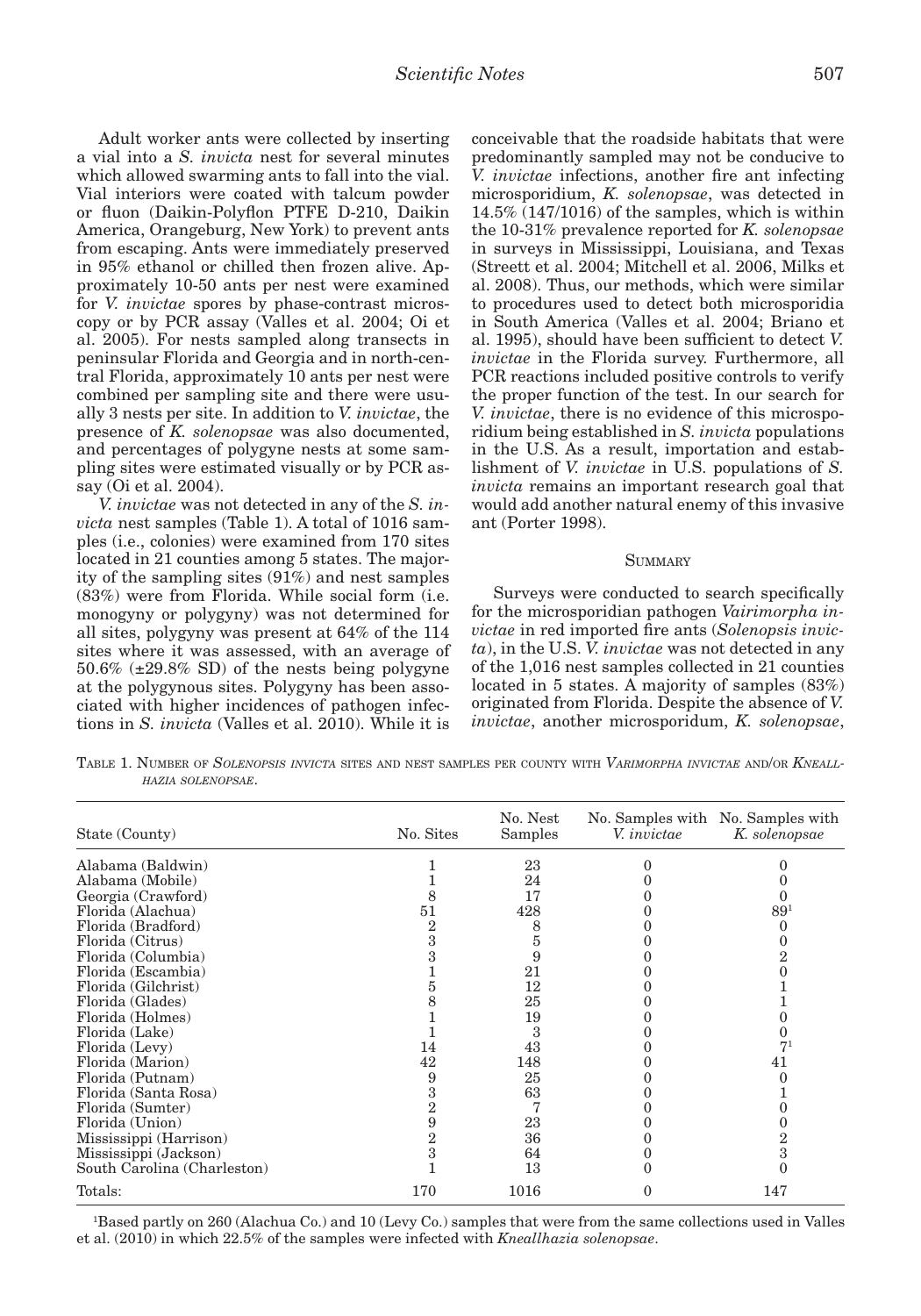Adult worker ants were collected by inserting a vial into a *S. invicta* nest for several minutes which allowed swarming ants to fall into the vial. Vial interiors were coated with talcum powder or fluon (Daikin-Polyflon PTFE D-210, Daikin America, Orangeburg, New York) to prevent ants from escaping. Ants were immediately preserved in 95% ethanol or chilled then frozen alive. Approximately 10-50 ants per nest were examined for *V. invictae* spores by phase-contrast microscopy or by PCR assay (Valles et al. 2004; Oi et al. 2005). For nests sampled along transects in peninsular Florida and Georgia and in north-central Florida, approximately 10 ants per nest were combined per sampling site and there were usually 3 nests per site. In addition to *V. invictae*, the presence of *K. solenopsae* was also documented, and percentages of polygyne nests at some sampling sites were estimated visually or by PCR assay (Oi et al. 2004).

*V. invictae* was not detected in any of the *S. invicta* nest samples (Table 1). A total of 1016 samples (i.e., colonies) were examined from 170 sites located in 21 counties among 5 states. The majority of the sampling sites (91%) and nest samples (83%) were from Florida. While social form (i.e. monogyny or polygyny) was not determined for all sites, polygyny was present at 64% of the 114 sites where it was assessed, with an average of 50.6% (±29.8% SD) of the nests being polygyne at the polygynous sites. Polygyny has been associated with higher incidences of pathogen infections in *S. invicta* (Valles et al. 2010). While it is conceivable that the roadside habitats that were predominantly sampled may not be conducive to *V. invictae* infections, another fire ant infecting microsporidium, *K. solenopsae*, was detected in 14.5% (147/1016) of the samples, which is within the 10-31% prevalence reported for *K. solenopsae* in surveys in Mississippi, Louisiana, and Texas (Streett et al. 2004; Mitchell et al. 2006, Milks et al. 2008). Thus, our methods, which were similar to procedures used to detect both microsporidia in South America (Valles et al. 2004; Briano et al. 1995), should have been sufficient to detect *V. invictae* in the Florida survey. Furthermore, all PCR reactions included positive controls to verify the proper function of the test. In our search for *V. invictae*, there is no evidence of this microsporidium being established in *S. invicta* populations in the U.S. As a result, importation and establishment of *V. invictae* in U.S. populations of *S. invicta* remains an important research goal that would add another natural enemy of this invasive ant (Porter 1998).

## Summary

Surveys were conducted to search specifically for the microsporidian pathogen *Vairimorpha invictae* in red imported fire ants (*Solenopsis invicta*), in the U.S. *V. invictae* was not detected in any of the 1,016 nest samples collected in 21 counties located in 5 states. A majority of samples (83%) originated from Florida. Despite the absence of *V. invictae*, another microsporidum, *K. solenopsae*,

Table 1. Number of *Solenopsis invicta* sites and nest samples per county with *Varimorpha invictae* and/or *Kneallhazia solenopsae*.

| State (County) | No. Sites | No. Nest Samples | No. Samples with *V. invictae* | No. Samples with *K. solenopsae* |
|---|---|---|---|---|
| Alabama (Baldwin) | 1 | 23 | 0 | 0 |
| Alabama (Mobile) | 1 | 24 | 0 | 0 |
| Georgia (Crawford) | 8 | 17 | 0 | 0 |
| Florida (Alachua) | 51 | 428 | 0 | 89[1] |
| Florida (Bradford) | 2 | 8 | 0 | 0 |
| Florida (Citrus) | 3 | 5 | 0 | 0 |
| Florida (Columbia) | 3 | 9 | 0 | 2 |
| Florida (Escambia) | 1 | 21 | 0 | 0 |
| Florida (Gilchrist) | 5 | 12 | 0 | 1 |
| Florida (Glades) | 8 | 25 | 0 | 1 |
| Florida (Holmes) | 1 | 19 | 0 | 0 |
| Florida (Lake) | 1 | 3 | 0 | 0 |
| Florida (Levy) | 14 | 43 | 0 | 7[1] |
| Florida (Marion) | 42 | 148 | 0 | 41 |
| Florida (Putnam) | 9 | 25 | 0 | 0 |
| Florida (Santa Rosa) | 3 | 63 | 0 | 1 |
| Florida (Sumter) | 2 | 7 | 0 | 0 |
| Florida (Union) | 9 | 23 | 0 | 0 |
| Mississippi (Harrison) | 2 | 36 | 0 | 2 |
| Mississippi (Jackson) | 3 | 64 | 0 | 3 |
| South Carolina (Charleston) | 1 | 13 | 0 | 0 |
| Totals: | 170 | 1016 | 0 | 147 |

[1]Based partly on 260 (Alachua Co.) and 10 (Levy Co.) samples that were from the same collections used in Valles et al. (2010) in which 22.5% of the samples were infected with *Kneallhazia solenopsae*.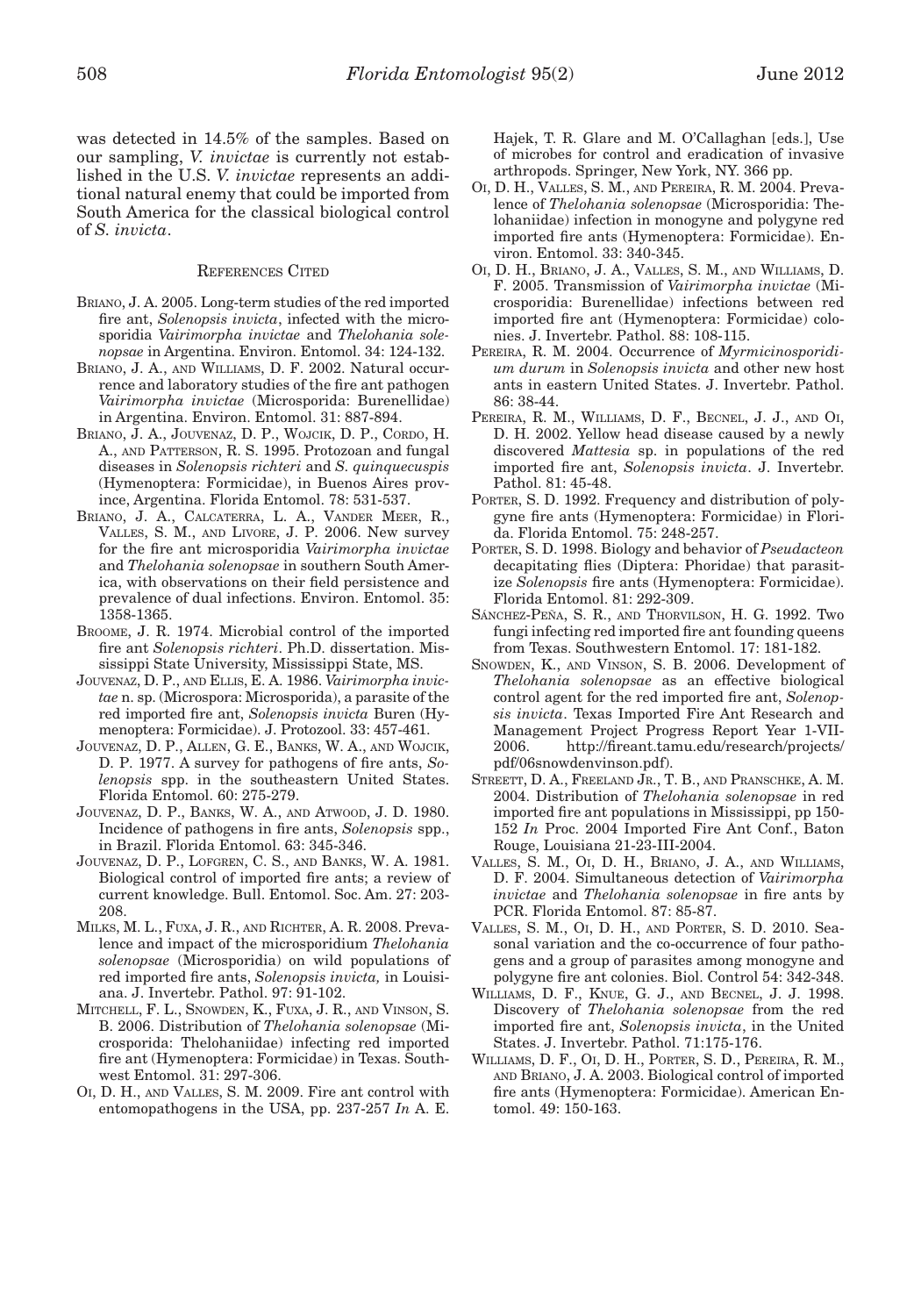was detected in 14.5% of the samples. Based on our sampling, *V. invictae* is currently not established in the U.S. *V. invictae* represents an additional natural enemy that could be imported from South America for the classical biological control of *S. invicta*.

## References Cited

Briano, J. A. 2005. Long-term studies of the red imported fire ant, *Solenopsis invicta*, infected with the microsporidia *Vairimorpha invictae* and *Thelohania solenopsae* in Argentina. Environ. Entomol. 34: 124-132.

Briano, J. A., and Williams, D. F. 2002. Natural occurrence and laboratory studies of the fire ant pathogen *Vairimorpha invictae* (Microsporida: Burenellidae) in Argentina. Environ. Entomol. 31: 887-894.

Briano, J. A., Jouvenaz, D. P., Wojcik, D. P., Cordo, H. A., and Patterson, R. S. 1995. Protozoan and fungal diseases in *Solenopsis richteri* and *S. quinquecuspis* (Hymenoptera: Formicidae), in Buenos Aires province, Argentina. Florida Entomol. 78: 531-537.

Briano, J. A., Calcaterra, L. A., Vander Meer, R., Valles, S. M., and Livore, J. P. 2006. New survey for the fire ant microsporidia *Vairimorpha invictae* and *Thelohania solenopsae* in southern South America, with observations on their field persistence and prevalence of dual infections. Environ. Entomol. 35: 1358-1365.

Broome, J. R. 1974. Microbial control of the imported fire ant *Solenopsis richteri*. Ph.D. dissertation. Mississippi State University, Mississippi State, MS.

Jouvenaz, D. P., and Ellis, E. A. 1986. *Vairimorpha invictae* n. sp. (Microspora: Microsporida), a parasite of the red imported fire ant, *Solenopsis invicta* Buren (Hymenoptera: Formicidae). J. Protozool. 33: 457-461.

Jouvenaz, D. P., Allen, G. E., Banks, W. A., and Wojcik, D. P. 1977. A survey for pathogens of fire ants, *Solenopsis* spp. in the southeastern United States. Florida Entomol. 60: 275-279.

Jouvenaz, D. P., Banks, W. A., and Atwood, J. D. 1980. Incidence of pathogens in fire ants, *Solenopsis* spp., in Brazil. Florida Entomol. 63: 345-346.

Jouvenaz, D. P., Lofgren, C. S., and Banks, W. A. 1981. Biological control of imported fire ants; a review of current knowledge. Bull. Entomol. Soc. Am. 27: 203-208.

Milks, M. L., Fuxa, J. R., and Richter, A. R. 2008. Prevalence and impact of the microsporidium *Thelohania solenopsae* (Microsporidia) on wild populations of red imported fire ants, *Solenopsis invicta,* in Louisiana. J. Invertebr. Pathol. 97: 91-102.

Mitchell, F. L., Snowden, K., Fuxa, J. R., and Vinson, S. B. 2006. Distribution of *Thelohania solenopsae* (Microsporida: Thelohaniidae) infecting red imported fire ant (Hymenoptera: Formicidae) in Texas. Southwest Entomol. 31: 297-306.

Oi, D. H., and Valles, S. M. 2009. Fire ant control with entomopathogens in the USA, pp. 237-257 *In* A. E. Hajek, T. R. Glare and M. O'Callaghan [eds.], Use of microbes for control and eradication of invasive arthropods. Springer, New York, NY. 366 pp.

Oi, D. H., Valles, S. M., and Pereira, R. M. 2004. Prevalence of *Thelohania solenopsae* (Microsporidia: Thelohaniidae) infection in monogyne and polygyne red imported fire ants (Hymenoptera: Formicidae). Environ. Entomol. 33: 340-345.

Oi, D. H., Briano, J. A., Valles, S. M., and Williams, D. F. 2005. Transmission of *Vairimorpha invictae* (Microsporidia: Burenellidae) infections between red imported fire ant (Hymenoptera: Formicidae) colonies. J. Invertebr. Pathol. 88: 108-115.

Pereira, R. M. 2004. Occurrence of *Myrmicinosporidium durum* in *Solenopsis invicta* and other new host ants in eastern United States. J. Invertebr. Pathol. 86: 38-44.

Pereira, R. M., Williams, D. F., Becnel, J. J., and Oi, D. H. 2002. Yellow head disease caused by a newly discovered *Mattesia* sp. in populations of the red imported fire ant, *Solenopsis invicta*. J. Invertebr. Pathol. 81: 45-48.

Porter, S. D. 1992. Frequency and distribution of polygyne fire ants (Hymenoptera: Formicidae) in Florida. Florida Entomol. 75: 248-257.

Porter, S. D. 1998. Biology and behavior of *Pseudacteon* decapitating flies (Diptera: Phoridae) that parasitize *Solenopsis* fire ants (Hymenoptera: Formicidae). Florida Entomol. 81: 292-309.

Sánchez-Peña, S. R., and Thorvilson, H. G. 1992. Two fungi infecting red imported fire ant founding queens from Texas. Southwestern Entomol. 17: 181-182.

Snowden, K., and Vinson, S. B. 2006. Development of *Thelohania solenopsae* as an effective biological control agent for the red imported fire ant, *Solenopsis invicta*. Texas Imported Fire Ant Research and Management Project Progress Report Year 1-VII-2006. http://fireant.tamu.edu/research/projects/pdf/06snowdenvinson.pdf).

Streett, D. A., Freeland Jr., T. B., and Pranschke, A. M. 2004. Distribution of *Thelohania solenopsae* in red imported fire ant populations in Mississippi, pp 150-152 *In* Proc. 2004 Imported Fire Ant Conf., Baton Rouge, Louisiana 21-23-III-2004.

Valles, S. M., Oi, D. H., Briano, J. A., and Williams, D. F. 2004. Simultaneous detection of *Vairimorpha invictae* and *Thelohania solenopsae* in fire ants by PCR. Florida Entomol. 87: 85-87.

Valles, S. M., Oi, D. H., and Porter, S. D. 2010. Seasonal variation and the co-occurrence of four pathogens and a group of parasites among monogyne and polygyne fire ant colonies. Biol. Control 54: 342-348.

Williams, D. F., Knue, G. J., and Becnel, J. J. 1998. Discovery of *Thelohania solenopsae* from the red imported fire ant, *Solenopsis invicta*, in the United States. J. Invertebr. Pathol. 71:175-176.

Williams, D. F., Oi, D. H., Porter, S. D., Pereira, R. M., and Briano, J. A. 2003. Biological control of imported fire ants (Hymenoptera: Formicidae). American Entomol. 49: 150-163.